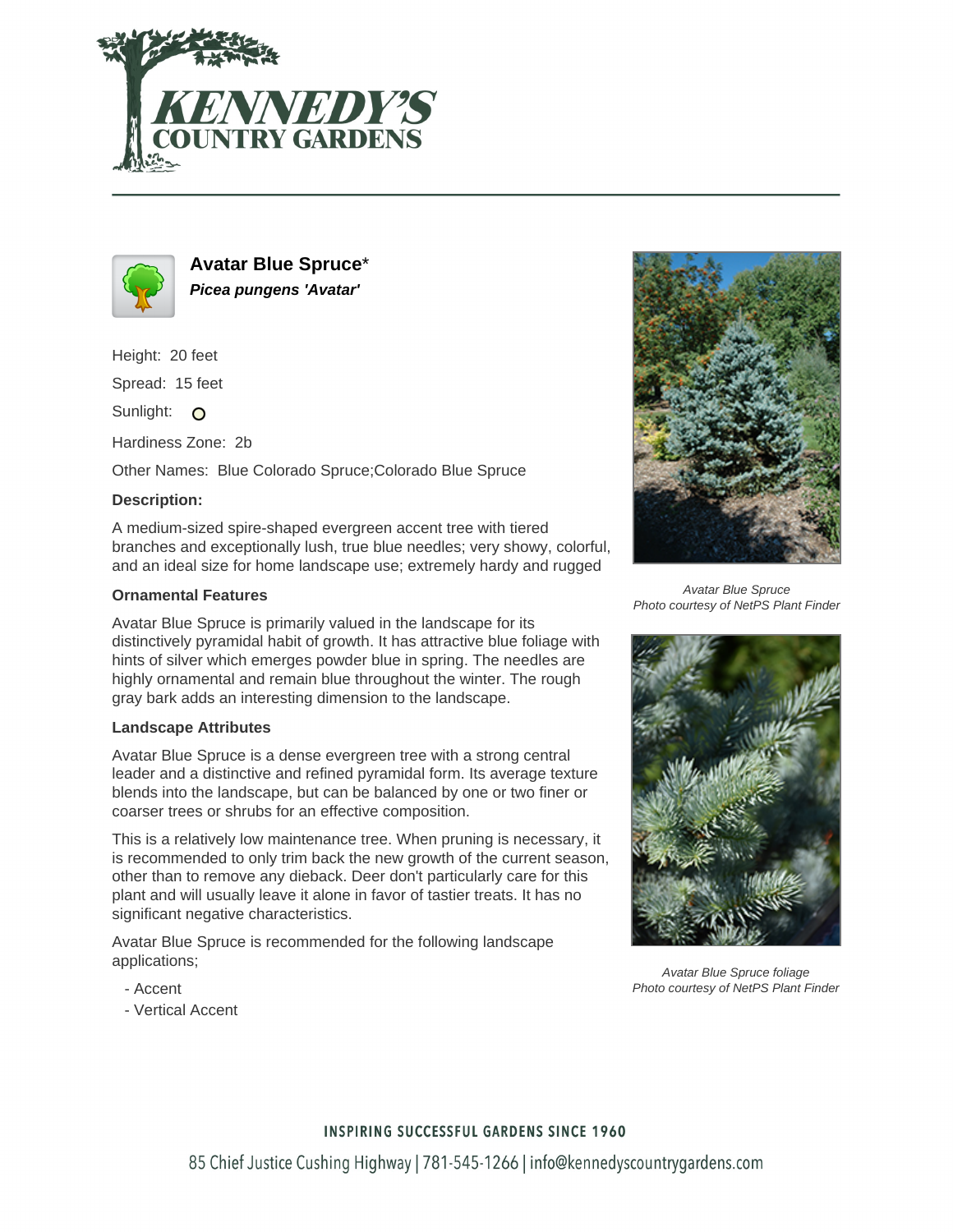# Avatar Blue Spruce*

***Picea pungens 'Avatar'***

Height: 20 feet

Spread: 15 feet

Sunlight: O

Hardiness Zone: 2b

Other Names: Blue Colorado Spruce;Colorado Blue Spruce

**Description:**

A medium-sized spire-shaped evergreen accent tree with tiered branches and exceptionally lush, true blue needles; very showy, colorful, and an ideal size for home landscape use; extremely hardy and rugged

### Ornamental Features

Avatar Blue Spruce is primarily valued in the landscape for its distinctively pyramidal habit of growth. It has attractive blue foliage with hints of silver which emerges powder blue in spring. The needles are highly ornamental and remain blue throughout the winter. The rough gray bark adds an interesting dimension to the landscape.

### Landscape Attributes

Avatar Blue Spruce is a dense evergreen tree with a strong central leader and a distinctive and refined pyramidal form. Its average texture blends into the landscape, but can be balanced by one or two finer or coarser trees or shrubs for an effective composition.

This is a relatively low maintenance tree. When pruning is necessary, it is recommended to only trim back the new growth of the current season, other than to remove any dieback. Deer don't particularly care for this plant and will usually leave it alone in favor of tastier treats. It has no significant negative characteristics.

Avatar Blue Spruce is recommended for the following landscape applications;

- Accent
- Vertical Accent

*Avatar Blue Spruce*
*Photo courtesy of NetPS Plant Finder*

*Avatar Blue Spruce foliage*
*Photo courtesy of NetPS Plant Finder*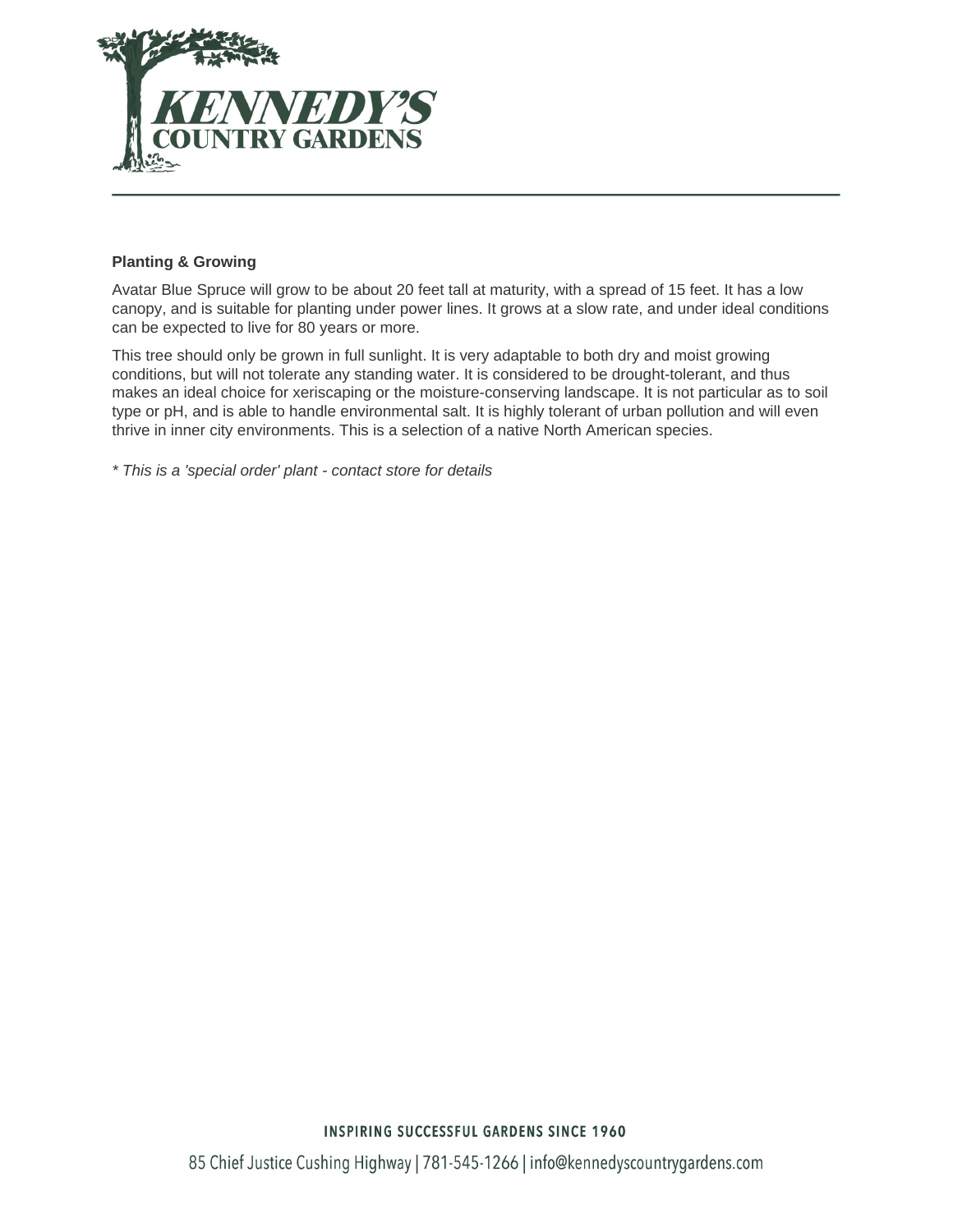## Planting & Growing

Avatar Blue Spruce will grow to be about 20 feet tall at maturity, with a spread of 15 feet. It has a low canopy, and is suitable for planting under power lines. It grows at a slow rate, and under ideal conditions can be expected to live for 80 years or more.

This tree should only be grown in full sunlight. It is very adaptable to both dry and moist growing conditions, but will not tolerate any standing water. It is considered to be drought-tolerant, and thus makes an ideal choice for xeriscaping or the moisture-conserving landscape. It is not particular as to soil type or pH, and is able to handle environmental salt. It is highly tolerant of urban pollution and will even thrive in inner city environments. This is a selection of a native North American species.

*\* This is a 'special order' plant - contact store for details*